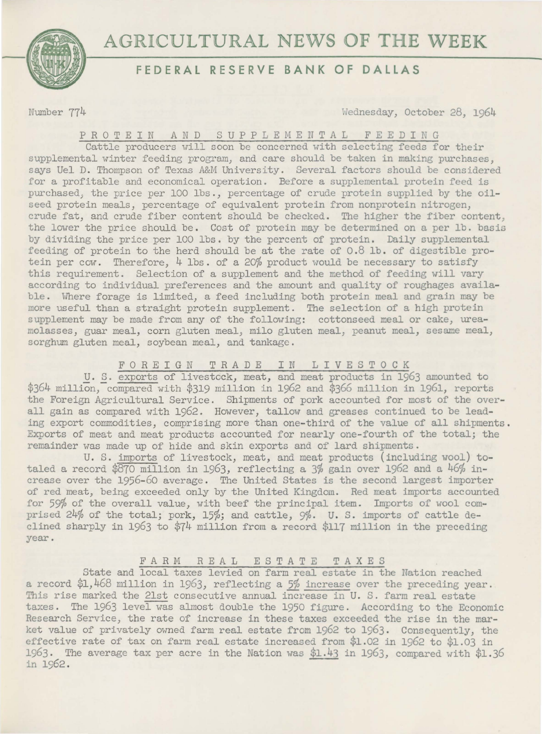# AGRICULTURAL NEWS OF THE WEEK

## FEDERAL RESERVE BANK OF DALLAS

Number 774 Wednesday, October 28, 1964

### PROTEIN AND SUPPLEMENTAL FEEDING

Cattle producers will soon be concerned with selecting feeds for their supplemental winter feeding program, and care should be taken in making purchases, says Uel D. Thompson of Texas A&M University. Several factors should be considered for a profitable and economical operation. Before a supplemental protein feed is purchased, the price per 100 lbs., percentage of crude protein supplied by the oilseed protein meals, percentage of equivalent protein from nonprotein nitrogen, crude fat, and crude fiber content should be checked. The higher the fiber content, the lower the price should be. Cost of protein may be determined on a per lb. basis by dividing the price per 100 lbs. by the percent of protein. Daily supplemental feeding of protein to the herd should be at the rate of 0.8 lb. of digestible protein per cow. Therefore, 4 lbs. of a 20% product would be necessary to satisfy this requirement. Selection of a supplement and the method of feeding will vary according to individual preferences and the amount and quality of roughages available. Where forage is limited, a feed including both protein meal and grain may be more useful than a straight protein supplement. The selection of a high protein supplement may be made from any of the following: cottonseed meal or cake, urea-molasses, guar meal, corn gluten meal, milo gluten meal, peanut meal, sesame meal, sorghum gluten meal, soybean meal, and tankage.

### FOREIGN TRADE IN LIVESTOCK

U. S. exports of livestock, meat, and meat products in 1963 amounted to $364 million, compared with $319 million in 1962 and $366 million in 1961, reports the Foreign Agricultural Service. Shipments of pork accounted for most of the overall gain as compared with 1962. However, tallow and greases continued to be leading export commodities, comprising more than one-third of the value of all shipments. Exports of meat and meat products accounted for nearly one-fourth of the total; the remainder was made up of hide and skin exports and of lard shipments.

U. S. imports of livestock, meat, and meat products (including wool) totaled a record $870 million in 1963, reflecting a 3% gain over 1962 and a 46% increase over the 1956-60 average. The United States is the second largest importer of red meat, being exceeded only by the United Kingdom. Red meat imports accounted for 59% of the overall value, with beef the principal item. Imports of wool comprised 24% of the total; pork, 15%; and cattle, 9%. U. S. imports of cattle declined sharply in 1963 to $74 million from a record $117 million in the preceding year.

### FARM REAL ESTATE TAXES

State and local taxes levied on farm real estate in the Nation reached a record $1,468 million in 1963, reflecting a 5% increase over the preceding year. This rise marked the 21st consecutive annual increase in U. S. farm real estate taxes. The 1963 level was almost double the 1950 figure. According to the Economic Research Service, the rate of increase in these taxes exceeded the rise in the market value of privately owned farm real estate from 1962 to 1963. Consequently, the effective rate of tax on farm real estate increased from $1.02 in 1962 to $1.03 in 1963. The average tax per acre in the Nation was $1.43 in 1963, compared with $1.36 in 1962.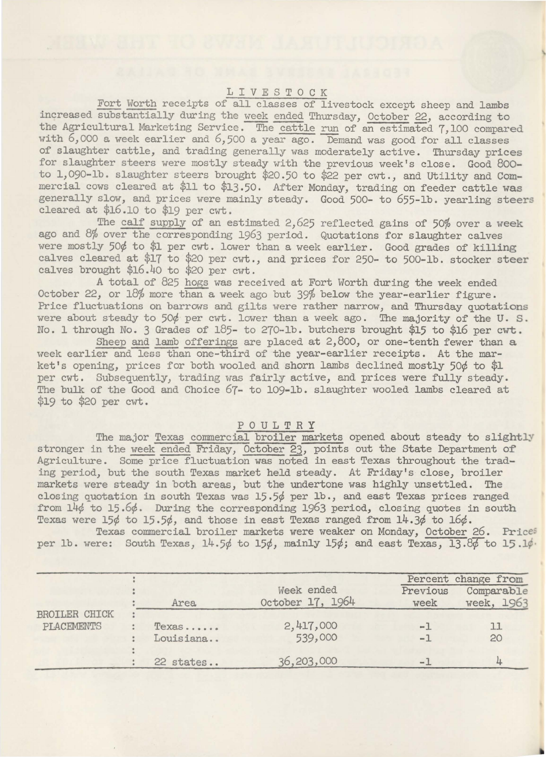## LIVESTOCK

Fort Worth receipts of all classes of livestock except sheep and lambs increased substantially during the week ended Thursday, October 22, according to the Agricultural Marketing Service. The cattle run of an estimated 7,100 compared with 6,000 a week earlier and 6,500 a year ago. Demand was good for all classes of slaughter cattle, and trading generally was moderately active. Thursday prices for slaughter steers were mostly steady with the previous week's close. Good 800- to 1,090-lb. slaughter steers brought $20.50 to $22 per cwt., and Utility and Commercial cows cleared at $11 to $13.50. After Monday, trading on feeder cattle was generally slow, and prices were mainly steady. Good 500- to 655-lb. yearling steers cleared at $16.10 to $19 per cwt.

The calf supply of an estimated 2,625 reflected gains of 50% over a week ago and 8% over the corresponding 1963 period. Quotations for slaughter calves were mostly 50¢ to $1 per cwt. lower than a week earlier. Good grades of killing calves cleared at $17 to $20 per cwt., and prices for 250- to 500-lb. stocker steer calves brought $16.40 to $20 per cwt.

A total of 825 hogs was received at Fort Worth during the week ended October 22, or 18% more than a week ago but 39% below the year-earlier figure. Price fluctuations on barrows and gilts were rather narrow, and Thursday quotations were about steady to 50¢ per cwt. lower than a week ago. The majority of the U. S. No. 1 through No. 3 Grades of 185- to 270-lb. butchers brought $15 to $16 per cwt.

Sheep and lamb offerings are placed at 2,800, or one-tenth fewer than a week earlier and less than one-third of the year-earlier receipts. At the market's opening, prices for both wooled and shorn lambs declined mostly 50¢ to $1 per cwt. Subsequently, trading was fairly active, and prices were fully steady. The bulk of the Good and Choice 67- to 109-lb. slaughter wooled lambs cleared at $19 to $20 per cwt.

## POULTRY

The major Texas commercial broiler markets opened about steady to slightly stronger in the week ended Friday, October 23, points out the State Department of Agriculture. Some price fluctuation was noted in east Texas throughout the trading period, but the south Texas market held steady. At Friday's close, broiler markets were steady in both areas, but the undertone was highly unsettled. The closing quotation in south Texas was 15.5¢ per lb., and east Texas prices ranged from 14¢ to 15.6¢. During the corresponding 1963 period, closing quotes in south Texas were 15¢ to 15.5¢, and those in east Texas ranged from 14.3¢ to 16¢.

Texas commercial broiler markets were weaker on Monday, October 26. Prices per lb. were: South Texas, 14.5¢ to 15¢, mainly 15¢; and east Texas, 13.8¢ to 15.1¢.

| | Area | Week ended October 17, 1964 | Percent change from Previous week | Percent change from Comparable week, 1963 |
|---|---|---|---|---|
| BROILER CHICK PLACEMENTS | Texas...... | 2,417,000 | -1 | 11 |
| | Louisiana.. | 539,000 | -1 | 20 |
| | 22 states.. | 36,203,000 | -1 | 4 |